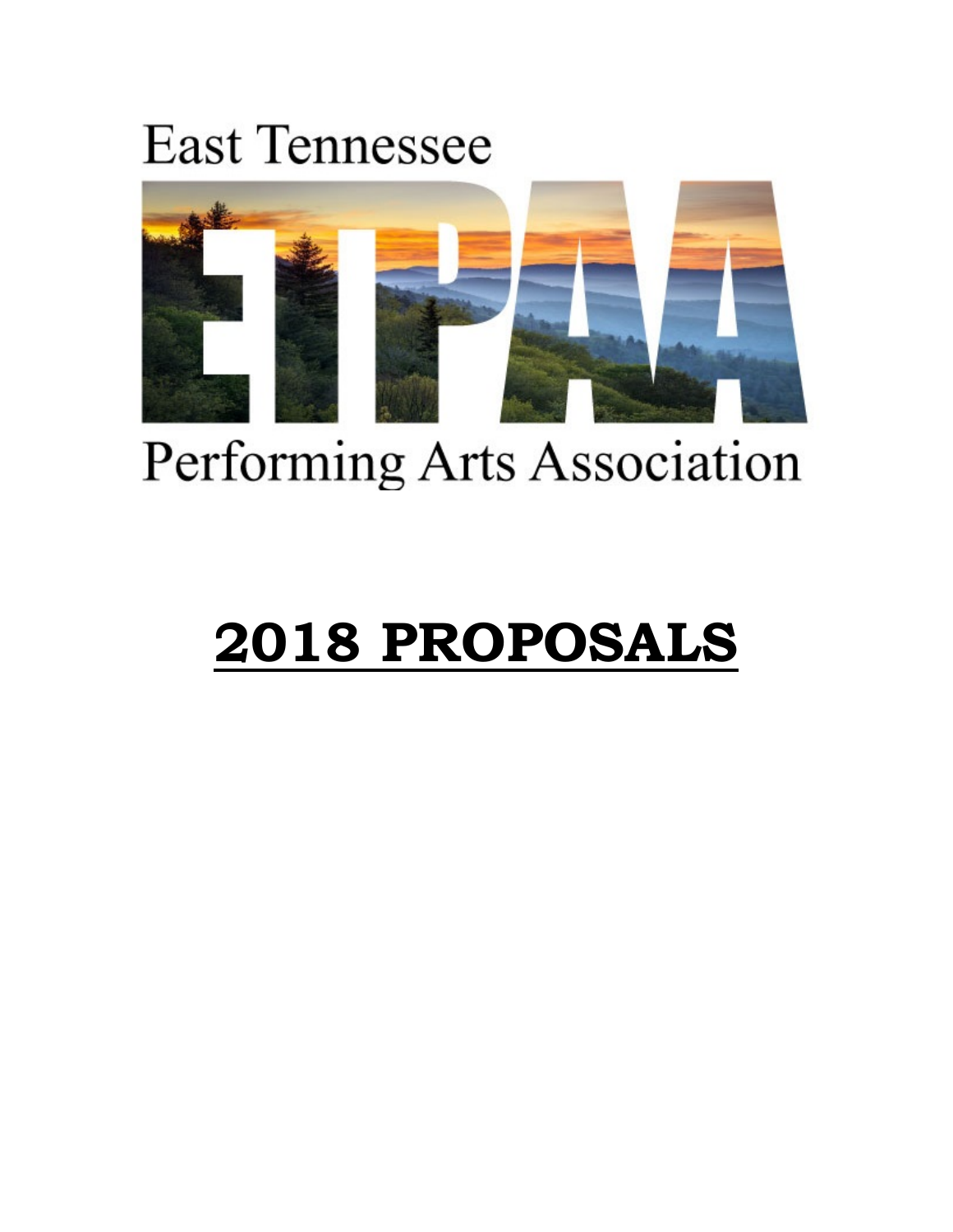East Tennessee

ETPAA

Performing Arts Association

# **2018 PROPOSALS**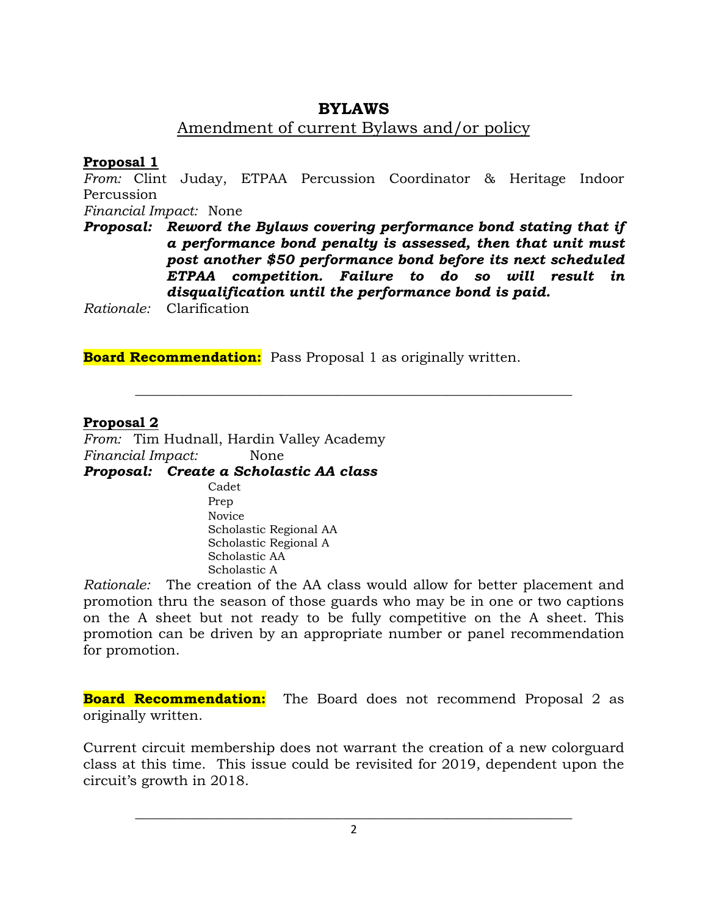# BYLAWS

## Amendment of current Bylaws and/or policy

**Proposal 1**

*From:* Clint Juday, ETPAA Percussion Coordinator & Heritage Indoor Percussion

*Financial Impact:* None

***Proposal:*** ***Reword the Bylaws covering performance bond stating that if a performance bond penalty is assessed, then that unit must post another $50 performance bond before its next scheduled ETPAA competition. Failure to do so will result in disqualification until the performance bond is paid.***

*Rationale:* Clarification

**Board Recommendation:** Pass Proposal 1 as originally written.

---

**Proposal 2**

*From:* Tim Hudnall, Hardin Valley Academy

*Financial Impact:* None

***Proposal:*** ***Create a Scholastic AA class***

- Cadet
- Prep
- Novice
- Scholastic Regional AA
- Scholastic Regional A
- Scholastic AA
- Scholastic A

*Rationale:* The creation of the AA class would allow for better placement and promotion thru the season of those guards who may be in one or two captions on the A sheet but not ready to be fully competitive on the A sheet. This promotion can be driven by an appropriate number or panel recommendation for promotion.

**Board Recommendation:** The Board does not recommend Proposal 2 as originally written.

Current circuit membership does not warrant the creation of a new colorguard class at this time. This issue could be revisited for 2019, dependent upon the circuit's growth in 2018.

---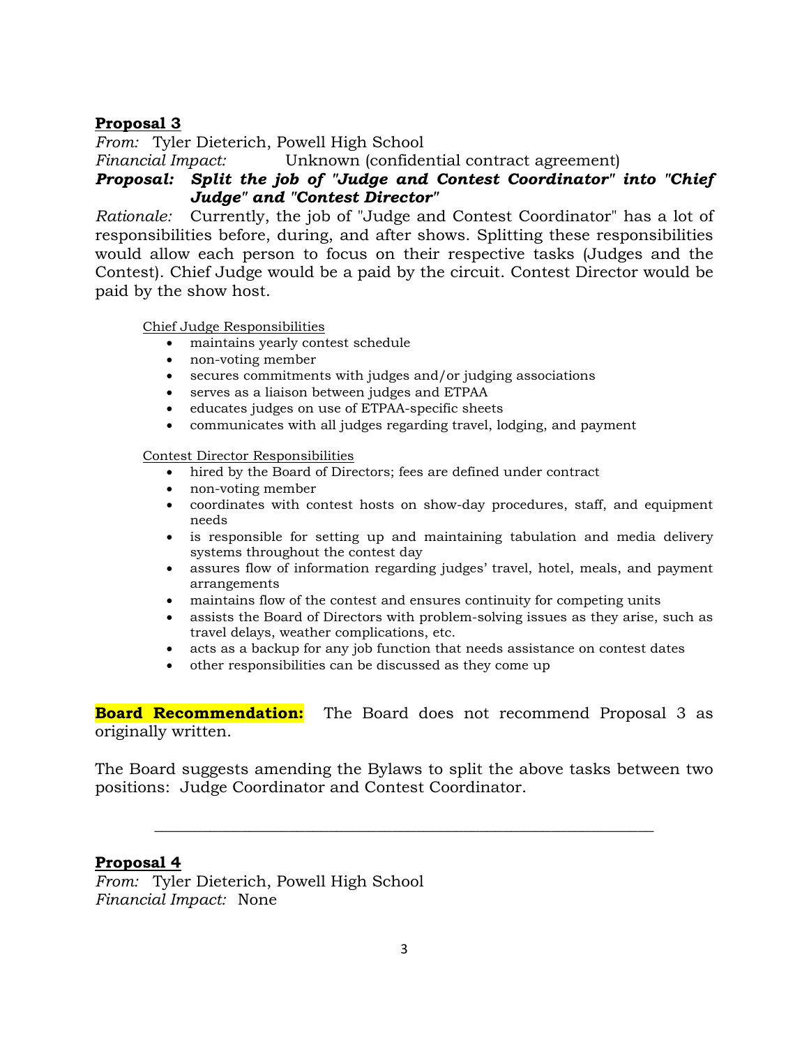**Proposal 3**

*From:* Tyler Dieterich, Powell High School
*Financial Impact:* Unknown (confidential contract agreement)
***Proposal: Split the job of "Judge and Contest Coordinator" into "Chief Judge" and "Contest Director"***
*Rationale:* Currently, the job of "Judge and Contest Coordinator" has a lot of responsibilities before, during, and after shows. Splitting these responsibilities would allow each person to focus on their respective tasks (Judges and the Contest). Chief Judge would be a paid by the circuit. Contest Director would be paid by the show host.

Chief Judge Responsibilities

- maintains yearly contest schedule
- non-voting member
- secures commitments with judges and/or judging associations
- serves as a liaison between judges and ETPAA
- educates judges on use of ETPAA-specific sheets
- communicates with all judges regarding travel, lodging, and payment

Contest Director Responsibilities

- hired by the Board of Directors; fees are defined under contract
- non-voting member
- coordinates with contest hosts on show-day procedures, staff, and equipment needs
- is responsible for setting up and maintaining tabulation and media delivery systems throughout the contest day
- assures flow of information regarding judges' travel, hotel, meals, and payment arrangements
- maintains flow of the contest and ensures continuity for competing units
- assists the Board of Directors with problem-solving issues as they arise, such as travel delays, weather complications, etc.
- acts as a backup for any job function that needs assistance on contest dates
- other responsibilities can be discussed as they come up

**Board Recommendation:** The Board does not recommend Proposal 3 as originally written.

The Board suggests amending the Bylaws to split the above tasks between two positions: Judge Coordinator and Contest Coordinator.

---

**Proposal 4**

*From:* Tyler Dieterich, Powell High School
*Financial Impact:* None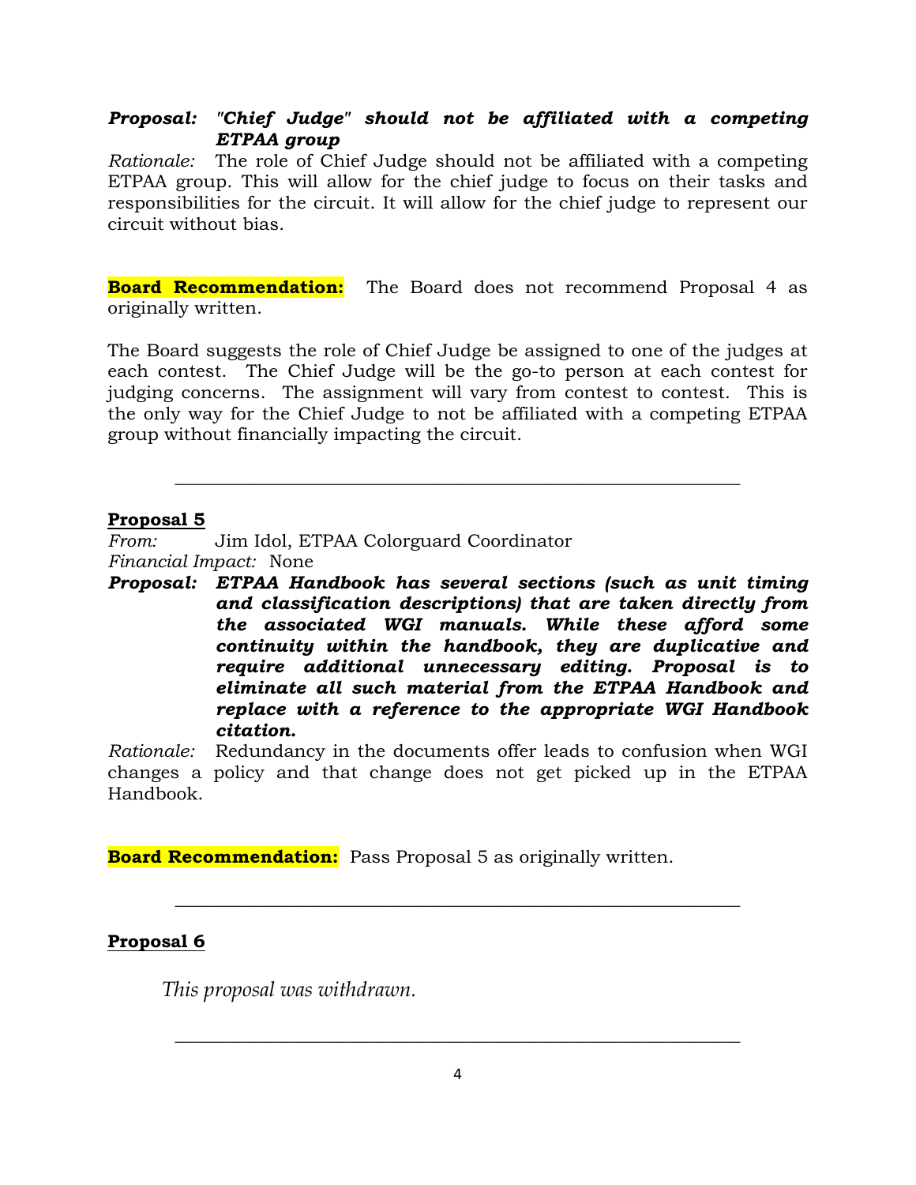***Proposal:*** ***"Chief Judge" should not be affiliated with a competing ETPAA group***

*Rationale:* The role of Chief Judge should not be affiliated with a competing ETPAA group. This will allow for the chief judge to focus on their tasks and responsibilities for the circuit. It will allow for the chief judge to represent our circuit without bias.

**Board Recommendation:** The Board does not recommend Proposal 4 as originally written.

The Board suggests the role of Chief Judge be assigned to one of the judges at each contest. The Chief Judge will be the go-to person at each contest for judging concerns. The assignment will vary from contest to contest. This is the only way for the Chief Judge to not be affiliated with a competing ETPAA group without financially impacting the circuit.

---

**Proposal 5**

*From:* Jim Idol, ETPAA Colorguard Coordinator

*Financial Impact:* None

***Proposal:*** ***ETPAA Handbook has several sections (such as unit timing and classification descriptions) that are taken directly from the associated WGI manuals. While these afford some continuity within the handbook, they are duplicative and require additional unnecessary editing. Proposal is to eliminate all such material from the ETPAA Handbook and replace with a reference to the appropriate WGI Handbook citation.***

*Rationale:* Redundancy in the documents offer leads to confusion when WGI changes a policy and that change does not get picked up in the ETPAA Handbook.

**Board Recommendation:** Pass Proposal 5 as originally written.

---

**Proposal 6**

*This proposal was withdrawn.*

---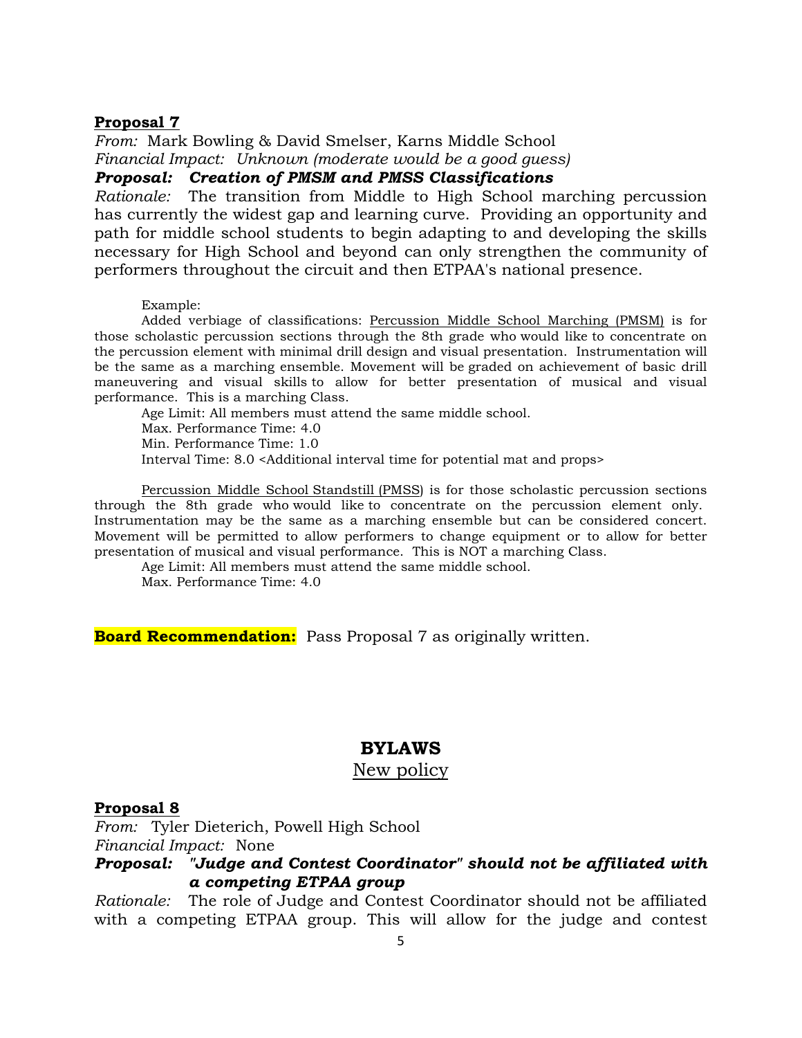**<u>Proposal 7</u>**

*From:* Mark Bowling & David Smelser, Karns Middle School
*Financial Impact: Unknown (moderate would be a good guess)*

***Proposal: Creation of PMSM and PMSS Classifications***

*Rationale:* The transition from Middle to High School marching percussion has currently the widest gap and learning curve. Providing an opportunity and path for middle school students to begin adapting to and developing the skills necessary for High School and beyond can only strengthen the community of performers throughout the circuit and then ETPAA's national presence.

Example:

Added verbiage of classifications: <u>Percussion Middle School Marching (PMSM)</u> is for those scholastic percussion sections through the 8th grade who would like to concentrate on the percussion element with minimal drill design and visual presentation. Instrumentation will be the same as a marching ensemble. Movement will be graded on achievement of basic drill maneuvering and visual skills to allow for better presentation of musical and visual performance. This is a marching Class.

Age Limit: All members must attend the same middle school.
Max. Performance Time: 4.0
Min. Performance Time: 1.0
Interval Time: 8.0 <Additional interval time for potential mat and props>

<u>Percussion Middle School Standstill (PMSS</u>) is for those scholastic percussion sections through the 8th grade who would like to concentrate on the percussion element only. Instrumentation may be the same as a marching ensemble but can be considered concert. Movement will be permitted to allow performers to change equipment or to allow for better presentation of musical and visual performance. This is NOT a marching Class.

Age Limit: All members must attend the same middle school.
Max. Performance Time: 4.0

**Board Recommendation:** Pass Proposal 7 as originally written.

## BYLAWS

<u>New policy</u>

**<u>Proposal 8</u>**

*From:* Tyler Dieterich, Powell High School
*Financial Impact:* None

***Proposal: "Judge and Contest Coordinator" should not be affiliated with a competing ETPAA group***

*Rationale:* The role of Judge and Contest Coordinator should not be affiliated with a competing ETPAA group. This will allow for the judge and contest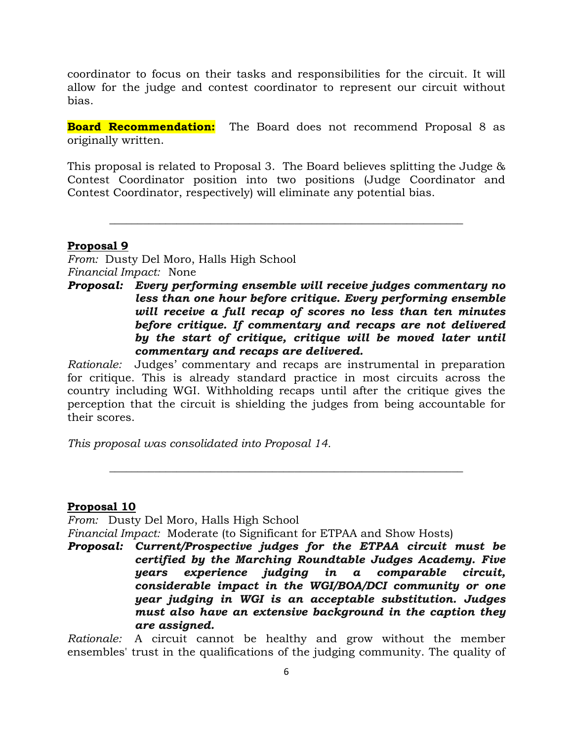coordinator to focus on their tasks and responsibilities for the circuit. It will allow for the judge and contest coordinator to represent our circuit without bias.

**Board Recommendation:** The Board does not recommend Proposal 8 as originally written.

This proposal is related to Proposal 3. The Board believes splitting the Judge & Contest Coordinator position into two positions (Judge Coordinator and Contest Coordinator, respectively) will eliminate any potential bias.

---

**Proposal 9**

*From:* Dusty Del Moro, Halls High School
*Financial Impact:* None
***Proposal:*** ***Every performing ensemble will receive judges commentary no less than one hour before critique. Every performing ensemble will receive a full recap of scores no less than ten minutes before critique. If commentary and recaps are not delivered by the start of critique, critique will be moved later until commentary and recaps are delivered.***

*Rationale:* Judges' commentary and recaps are instrumental in preparation for critique. This is already standard practice in most circuits across the country including WGI. Withholding recaps until after the critique gives the perception that the circuit is shielding the judges from being accountable for their scores.

*This proposal was consolidated into Proposal 14.*

---

**Proposal 10**

*From:* Dusty Del Moro, Halls High School
*Financial Impact:* Moderate (to Significant for ETPAA and Show Hosts)
***Proposal:*** ***Current/Prospective judges for the ETPAA circuit must be certified by the Marching Roundtable Judges Academy. Five years experience judging in a comparable circuit, considerable impact in the WGI/BOA/DCI community or one year judging in WGI is an acceptable substitution. Judges must also have an extensive background in the caption they are assigned.***

*Rationale:* A circuit cannot be healthy and grow without the member ensembles' trust in the qualifications of the judging community. The quality of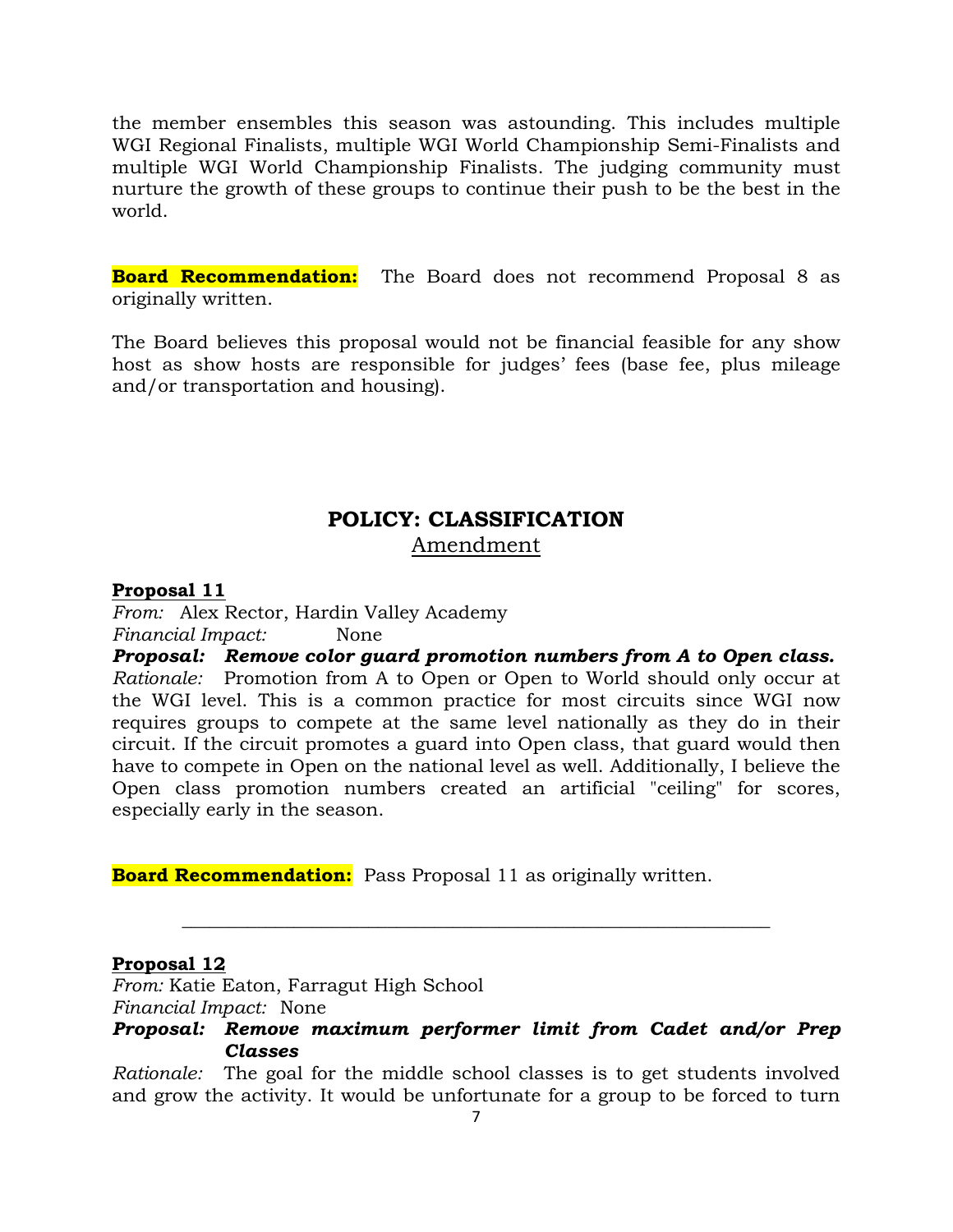the member ensembles this season was astounding. This includes multiple WGI Regional Finalists, multiple WGI World Championship Semi-Finalists and multiple WGI World Championship Finalists. The judging community must nurture the growth of these groups to continue their push to be the best in the world.

**Board Recommendation:** The Board does not recommend Proposal 8 as originally written.

The Board believes this proposal would not be financial feasible for any show host as show hosts are responsible for judges' fees (base fee, plus mileage and/or transportation and housing).

## POLICY: CLASSIFICATION

Amendment

**Proposal 11**

*From:* Alex Rector, Hardin Valley Academy

*Financial Impact:* None

***Proposal:*** ***Remove color guard promotion numbers from A to Open class.***

*Rationale:* Promotion from A to Open or Open to World should only occur at the WGI level. This is a common practice for most circuits since WGI now requires groups to compete at the same level nationally as they do in their circuit. If the circuit promotes a guard into Open class, that guard would then have to compete in Open on the national level as well. Additionally, I believe the Open class promotion numbers created an artificial "ceiling" for scores, especially early in the season.

**Board Recommendation:** Pass Proposal 11 as originally written.

---

**Proposal 12**

*From:* Katie Eaton, Farragut High School

*Financial Impact:* None

***Proposal:*** ***Remove maximum performer limit from Cadet and/or Prep Classes***

*Rationale:* The goal for the middle school classes is to get students involved and grow the activity. It would be unfortunate for a group to be forced to turn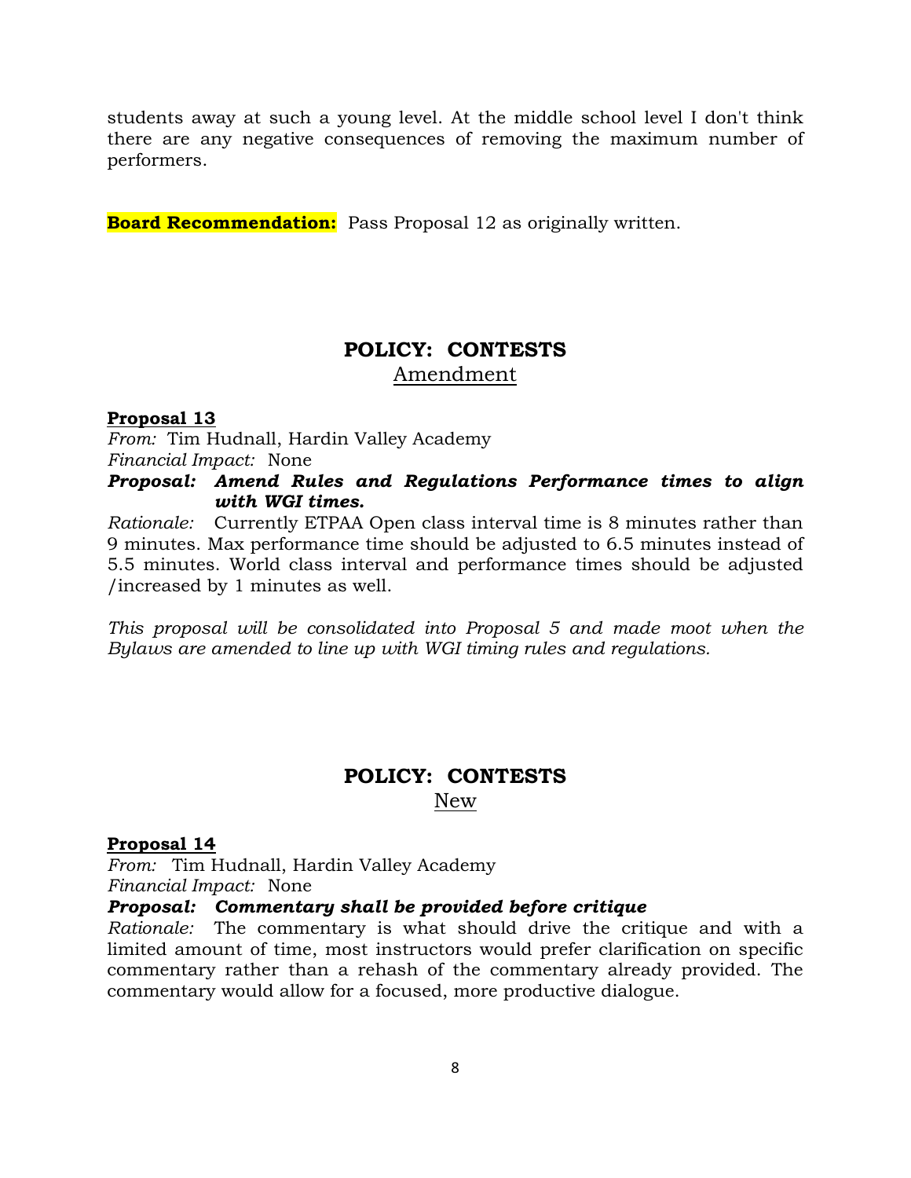students away at such a young level. At the middle school level I don't think there are any negative consequences of removing the maximum number of performers.

**Board Recommendation:** Pass Proposal 12 as originally written.

## POLICY: CONTESTS

Amendment

**Proposal 13**

*From:* Tim Hudnall, Hardin Valley Academy

*Financial Impact:* None

***Proposal: Amend Rules and Regulations Performance times to align with WGI times.***

*Rationale:* Currently ETPAA Open class interval time is 8 minutes rather than 9 minutes. Max performance time should be adjusted to 6.5 minutes instead of 5.5 minutes. World class interval and performance times should be adjusted /increased by 1 minutes as well.

*This proposal will be consolidated into Proposal 5 and made moot when the Bylaws are amended to line up with WGI timing rules and regulations.*

## POLICY: CONTESTS

New

**Proposal 14**

*From:* Tim Hudnall, Hardin Valley Academy

*Financial Impact:* None

***Proposal: Commentary shall be provided before critique***

*Rationale:* The commentary is what should drive the critique and with a limited amount of time, most instructors would prefer clarification on specific commentary rather than a rehash of the commentary already provided. The commentary would allow for a focused, more productive dialogue.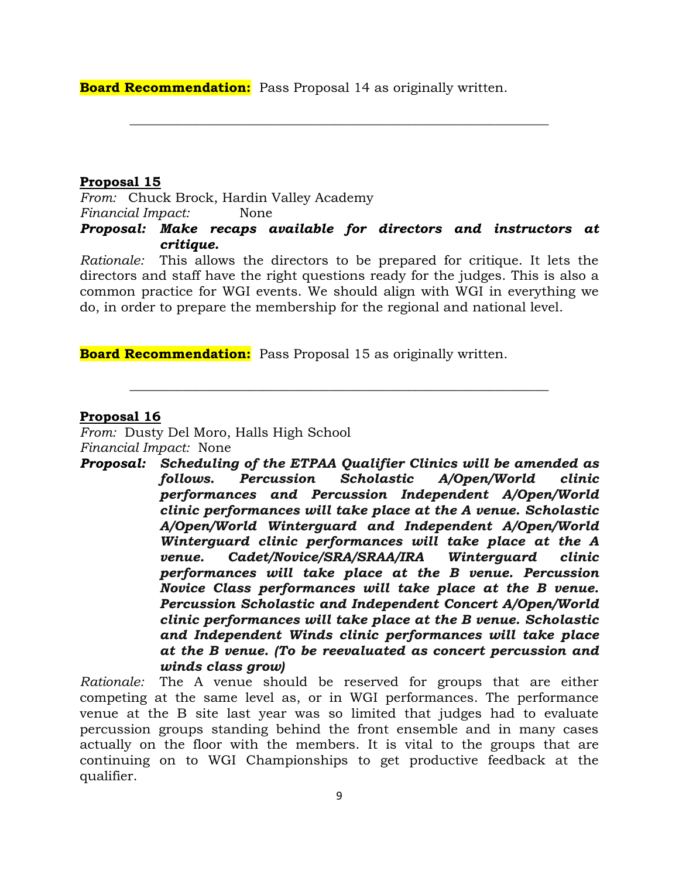**Board Recommendation:** Pass Proposal 14 as originally written.

---

**Proposal 15**

*From:* Chuck Brock, Hardin Valley Academy

*Financial Impact:* None

***Proposal: Make recaps available for directors and instructors at critique.***

*Rationale:* This allows the directors to be prepared for critique. It lets the directors and staff have the right questions ready for the judges. This is also a common practice for WGI events. We should align with WGI in everything we do, in order to prepare the membership for the regional and national level.

**Board Recommendation:** Pass Proposal 15 as originally written.

---

**Proposal 16**

*From:* Dusty Del Moro, Halls High School

*Financial Impact:* None

***Proposal: Scheduling of the ETPAA Qualifier Clinics will be amended as follows. Percussion Scholastic A/Open/World clinic performances and Percussion Independent A/Open/World clinic performances will take place at the A venue. Scholastic A/Open/World Winterguard and Independent A/Open/World Winterguard clinic performances will take place at the A venue. Cadet/Novice/SRA/SRAA/IRA Winterguard clinic performances will take place at the B venue. Percussion Novice Class performances will take place at the B venue. Percussion Scholastic and Independent Concert A/Open/World clinic performances will take place at the B venue. Scholastic and Independent Winds clinic performances will take place at the B venue. (To be reevaluated as concert percussion and winds class grow)***

*Rationale:* The A venue should be reserved for groups that are either competing at the same level as, or in WGI performances. The performance venue at the B site last year was so limited that judges had to evaluate percussion groups standing behind the front ensemble and in many cases actually on the floor with the members. It is vital to the groups that are continuing on to WGI Championships to get productive feedback at the qualifier.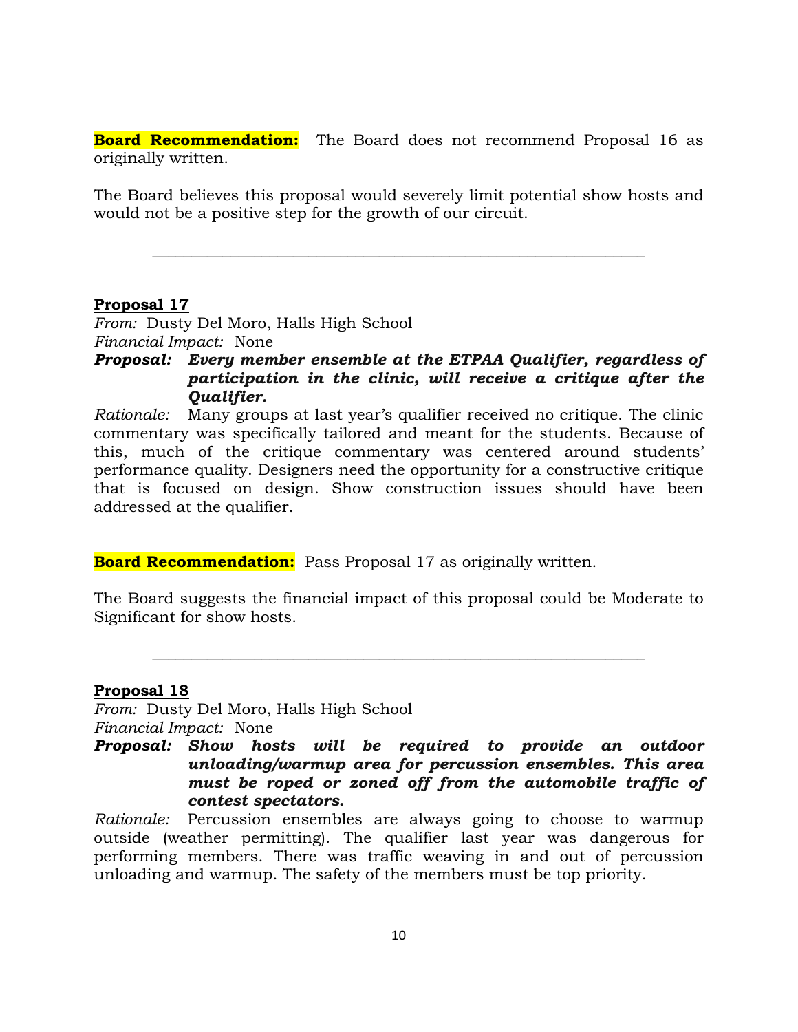**Board Recommendation:** The Board does not recommend Proposal 16 as originally written.

The Board believes this proposal would severely limit potential show hosts and would not be a positive step for the growth of our circuit.

---

**Proposal 17**

*From:* Dusty Del Moro, Halls High School

*Financial Impact:* None

***Proposal:*** ***Every member ensemble at the ETPAA Qualifier, regardless of participation in the clinic, will receive a critique after the Qualifier.***

*Rationale:* Many groups at last year's qualifier received no critique. The clinic commentary was specifically tailored and meant for the students. Because of this, much of the critique commentary was centered around students' performance quality. Designers need the opportunity for a constructive critique that is focused on design. Show construction issues should have been addressed at the qualifier.

**Board Recommendation:** Pass Proposal 17 as originally written.

The Board suggests the financial impact of this proposal could be Moderate to Significant for show hosts.

---

**Proposal 18**

*From:* Dusty Del Moro, Halls High School

*Financial Impact:* None

***Proposal:*** ***Show hosts will be required to provide an outdoor unloading/warmup area for percussion ensembles. This area must be roped or zoned off from the automobile traffic of contest spectators.***

*Rationale:* Percussion ensembles are always going to choose to warmup outside (weather permitting). The qualifier last year was dangerous for performing members. There was traffic weaving in and out of percussion unloading and warmup. The safety of the members must be top priority.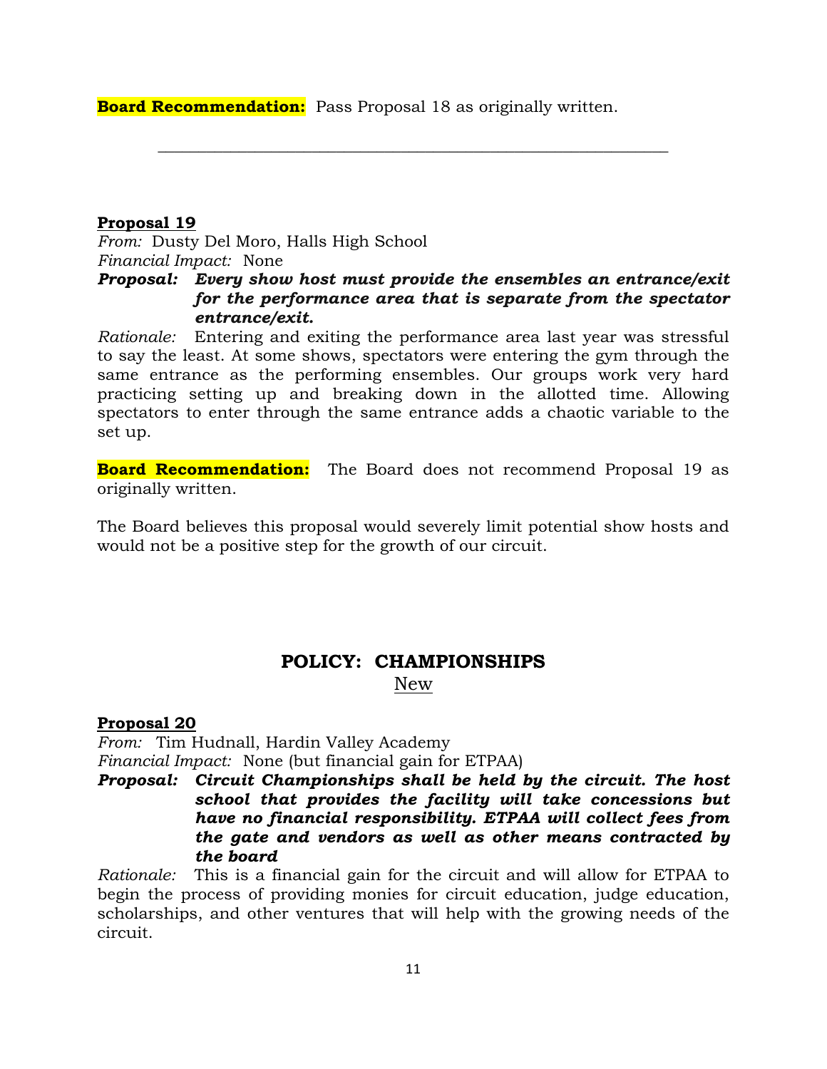**Board Recommendation:** Pass Proposal 18 as originally written.

---

**Proposal 19**

*From:* Dusty Del Moro, Halls High School
*Financial Impact:* None
***Proposal:*** ***Every show host must provide the ensembles an entrance/exit for the performance area that is separate from the spectator entrance/exit.***

*Rationale:* Entering and exiting the performance area last year was stressful to say the least. At some shows, spectators were entering the gym through the same entrance as the performing ensembles. Our groups work very hard practicing setting up and breaking down in the allotted time. Allowing spectators to enter through the same entrance adds a chaotic variable to the set up.

**Board Recommendation:** The Board does not recommend Proposal 19 as originally written.

The Board believes this proposal would severely limit potential show hosts and would not be a positive step for the growth of our circuit.

## POLICY: CHAMPIONSHIPS

New

**Proposal 20**

*From:* Tim Hudnall, Hardin Valley Academy
*Financial Impact:* None (but financial gain for ETPAA)
***Proposal:*** ***Circuit Championships shall be held by the circuit. The host school that provides the facility will take concessions but have no financial responsibility. ETPAA will collect fees from the gate and vendors as well as other means contracted by the board***

*Rationale:* This is a financial gain for the circuit and will allow for ETPAA to begin the process of providing monies for circuit education, judge education, scholarships, and other ventures that will help with the growing needs of the circuit.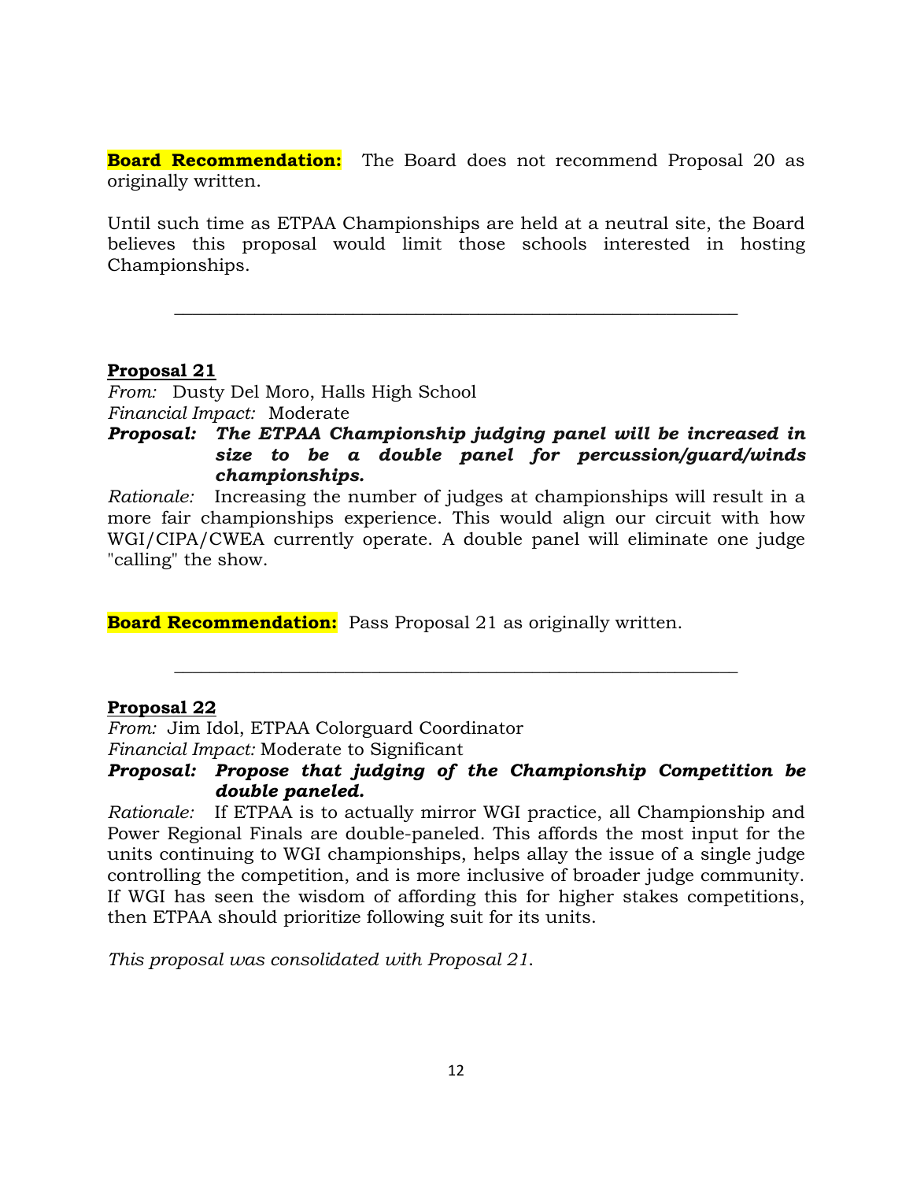**Board Recommendation:** The Board does not recommend Proposal 20 as originally written.

Until such time as ETPAA Championships are held at a neutral site, the Board believes this proposal would limit those schools interested in hosting Championships.

---

**Proposal 21**

*From:* Dusty Del Moro, Halls High School
*Financial Impact:* Moderate
***Proposal:*** ***The ETPAA Championship judging panel will be increased in size to be a double panel for percussion/guard/winds championships.***
*Rationale:* Increasing the number of judges at championships will result in a more fair championships experience. This would align our circuit with how WGI/CIPA/CWEA currently operate. A double panel will eliminate one judge "calling" the show.

**Board Recommendation:** Pass Proposal 21 as originally written.

---

**Proposal 22**

*From:* Jim Idol, ETPAA Colorguard Coordinator
*Financial Impact:* Moderate to Significant
***Proposal:*** ***Propose that judging of the Championship Competition be double paneled.***
*Rationale:* If ETPAA is to actually mirror WGI practice, all Championship and Power Regional Finals are double-paneled. This affords the most input for the units continuing to WGI championships, helps allay the issue of a single judge controlling the competition, and is more inclusive of broader judge community. If WGI has seen the wisdom of affording this for higher stakes competitions, then ETPAA should prioritize following suit for its units.

*This proposal was consolidated with Proposal 21.*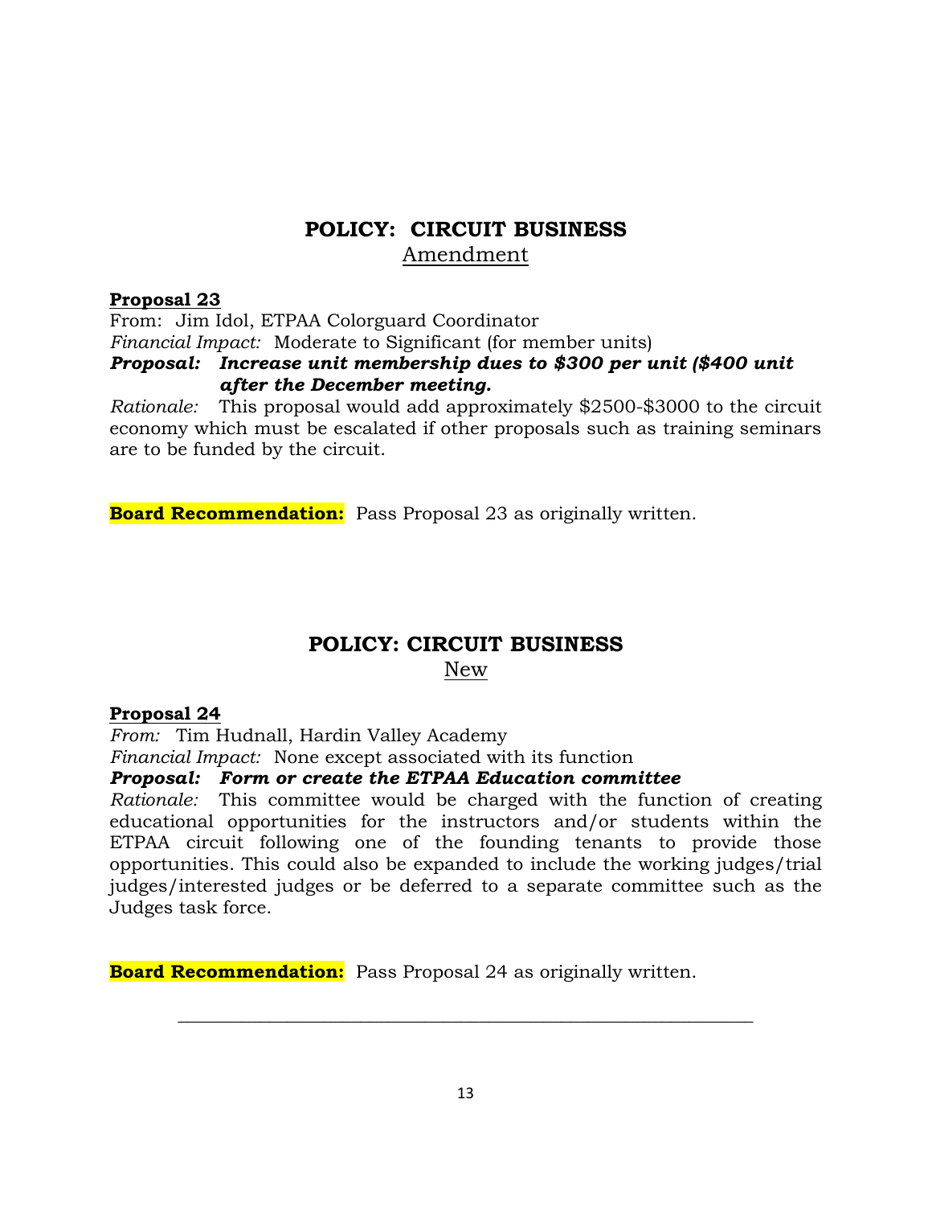## POLICY: CIRCUIT BUSINESS

Amendment

**Proposal 23**

From: Jim Idol, ETPAA Colorguard Coordinator

*Financial Impact:* Moderate to Significant (for member units)

***Proposal: Increase unit membership dues to $300 per unit ($400 unit after the December meeting.***

*Rationale:* This proposal would add approximately $2500-$3000 to the circuit economy which must be escalated if other proposals such as training seminars are to be funded by the circuit.

**Board Recommendation:** Pass Proposal 23 as originally written.

## POLICY: CIRCUIT BUSINESS

New

**Proposal 24**

*From:* Tim Hudnall, Hardin Valley Academy

*Financial Impact:* None except associated with its function

***Proposal: Form or create the ETPAA Education committee***

*Rationale:* This committee would be charged with the function of creating educational opportunities for the instructors and/or students within the ETPAA circuit following one of the founding tenants to provide those opportunities. This could also be expanded to include the working judges/trial judges/interested judges or be deferred to a separate committee such as the Judges task force.

**Board Recommendation:** Pass Proposal 24 as originally written.

---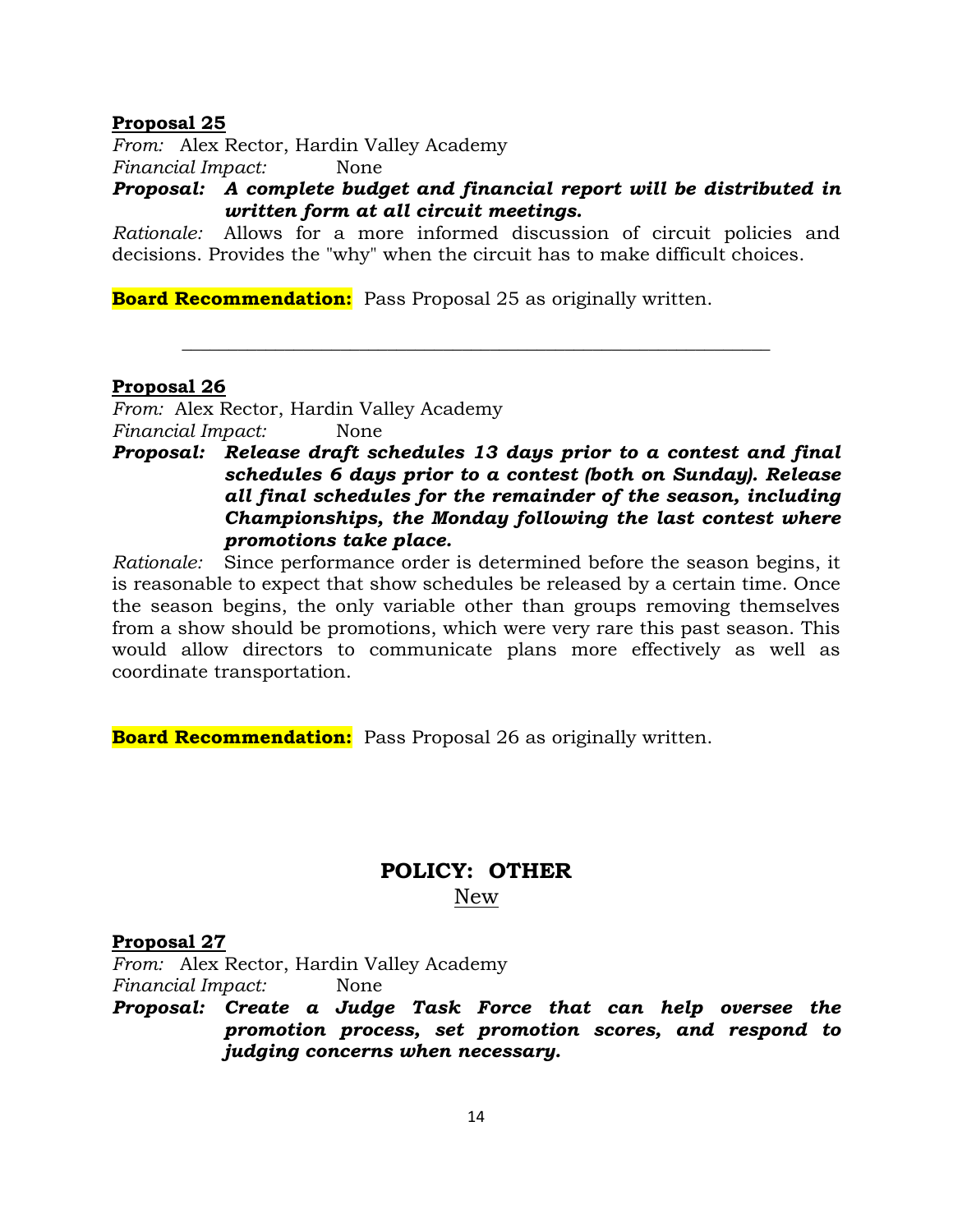**Proposal 25**

*From:* Alex Rector, Hardin Valley Academy

*Financial Impact:* None

***Proposal:*** ***A complete budget and financial report will be distributed in written form at all circuit meetings.***

*Rationale:* Allows for a more informed discussion of circuit policies and decisions. Provides the "why" when the circuit has to make difficult choices.

**Board Recommendation:** Pass Proposal 25 as originally written.

---

**Proposal 26**

*From:* Alex Rector, Hardin Valley Academy

*Financial Impact:* None

***Proposal:*** ***Release draft schedules 13 days prior to a contest and final schedules 6 days prior to a contest (both on Sunday). Release all final schedules for the remainder of the season, including Championships, the Monday following the last contest where promotions take place.***

*Rationale:* Since performance order is determined before the season begins, it is reasonable to expect that show schedules be released by a certain time. Once the season begins, the only variable other than groups removing themselves from a show should be promotions, which were very rare this past season. This would allow directors to communicate plans more effectively as well as coordinate transportation.

**Board Recommendation:** Pass Proposal 26 as originally written.

## POLICY: OTHER

New

**Proposal 27**

*From:* Alex Rector, Hardin Valley Academy

*Financial Impact:* None

***Proposal:*** ***Create a Judge Task Force that can help oversee the promotion process, set promotion scores, and respond to judging concerns when necessary.***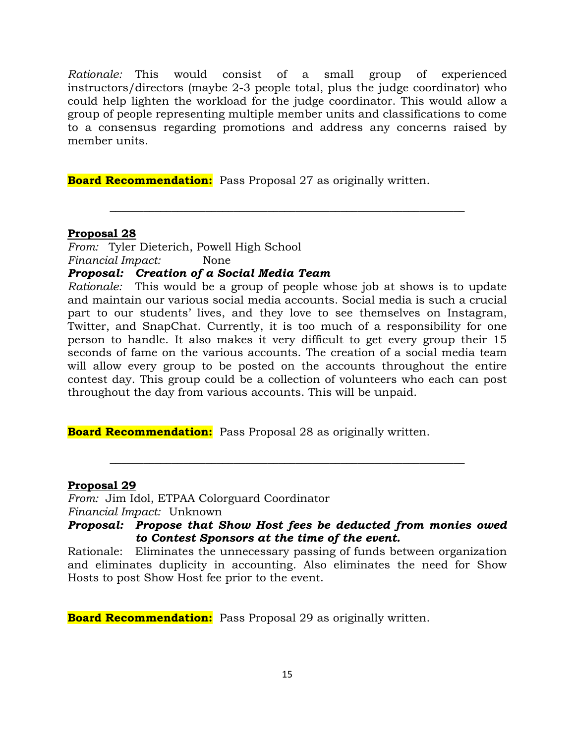*Rationale:* This would consist of a small group of experienced instructors/directors (maybe 2-3 people total, plus the judge coordinator) who could help lighten the workload for the judge coordinator. This would allow a group of people representing multiple member units and classifications to come to a consensus regarding promotions and address any concerns raised by member units.

**Board Recommendation:** Pass Proposal 27 as originally written.

---

**Proposal 28**

*From:* Tyler Dieterich, Powell High School
*Financial Impact:* None
***Proposal: Creation of a Social Media Team***
*Rationale:* This would be a group of people whose job at shows is to update and maintain our various social media accounts. Social media is such a crucial part to our students' lives, and they love to see themselves on Instagram, Twitter, and SnapChat. Currently, it is too much of a responsibility for one person to handle. It also makes it very difficult to get every group their 15 seconds of fame on the various accounts. The creation of a social media team will allow every group to be posted on the accounts throughout the entire contest day. This group could be a collection of volunteers who each can post throughout the day from various accounts. This will be unpaid.

**Board Recommendation:** Pass Proposal 28 as originally written.

---

**Proposal 29**

*From:* Jim Idol, ETPAA Colorguard Coordinator
*Financial Impact:* Unknown
***Proposal: Propose that Show Host fees be deducted from monies owed to Contest Sponsors at the time of the event.***
Rationale: Eliminates the unnecessary passing of funds between organization and eliminates duplicity in accounting. Also eliminates the need for Show Hosts to post Show Host fee prior to the event.

**Board Recommendation:** Pass Proposal 29 as originally written.